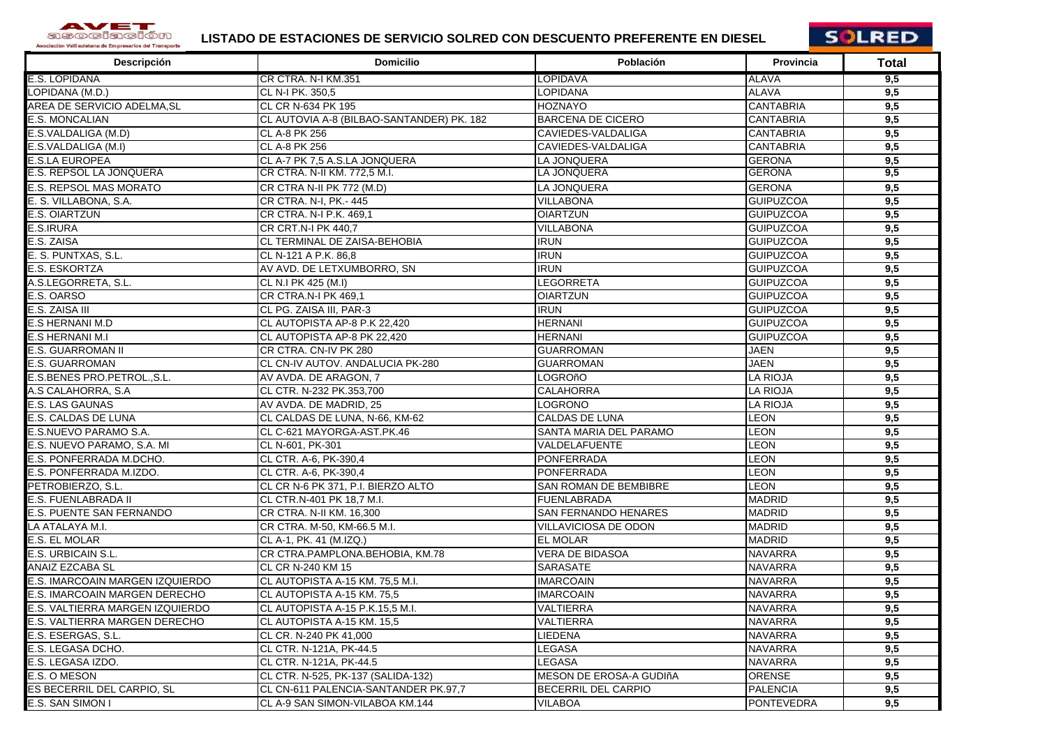# LISTADO DE ESTACIONES DE SERVICIO SOLRED CON DESCUENTO PREFERENTE EN DIESEL

| Descripción | Domicilio | Población | Provincia | Total |
|---|---|---|---|---|
| E.S. LOPIDANA | CR CTRA. N-I KM.351 | LOPIDAVA | ALAVA | 9,5 |
| LOPIDANA (M.D.) | CL N-I PK. 350,5 | LOPIDANA | ALAVA | 9,5 |
| AREA DE SERVICIO ADELMA,SL | CL CR N-634 PK 195 | HOZNAYO | CANTABRIA | 9,5 |
| E.S. MONCALIAN | CL AUTOVIA A-8 (BILBAO-SANTANDER) PK. 182 | BARCENA DE CICERO | CANTABRIA | 9,5 |
| E.S.VALDALIGA (M.D) | CL A-8 PK 256 | CAVIEDES-VALDALIGA | CANTABRIA | 9,5 |
| E.S.VALDALIGA (M.I) | CL A-8 PK 256 | CAVIEDES-VALDALIGA | CANTABRIA | 9,5 |
| E.S.LA EUROPEA | CL A-7 PK 7,5 A.S.LA JONQUERA | LA JONQUERA | GERONA | 9,5 |
| E.S. REPSOL LA JONQUERA | CR CTRA. N-II KM. 772,5 M.I. | LA JONQUERA | GERONA | 9,5 |
| E.S. REPSOL MAS MORATO | CR CTRA N-II PK 772 (M.D) | LA JONQUERA | GERONA | 9,5 |
| E. S. VILLABONA, S.A. | CR CTRA. N-I, PK.- 445 | VILLABONA | GUIPUZCOA | 9,5 |
| E.S. OIARTZUN | CR CTRA. N-I P.K. 469,1 | OIARTZUN | GUIPUZCOA | 9,5 |
| E.S.IRURA | CR CRT.N-I PK 440,7 | VILLABONA | GUIPUZCOA | 9,5 |
| E.S. ZAISA | CL TERMINAL DE ZAISA-BEHOBIA | IRUN | GUIPUZCOA | 9,5 |
| E. S. PUNTXAS, S.L. | CL N-121 A P.K. 86,8 | IRUN | GUIPUZCOA | 9,5 |
| E.S. ESKORTZA | AV AVD. DE LETXUMBORRO, SN | IRUN | GUIPUZCOA | 9,5 |
| A.S.LEGORRETA, S.L. | CL N.I PK 425 (M.I) | LEGORRETA | GUIPUZCOA | 9,5 |
| E.S. OARSO | CR CTRA.N-I PK 469,1 | OIARTZUN | GUIPUZCOA | 9,5 |
| E.S. ZAISA III | CL PG. ZAISA III, PAR-3 | IRUN | GUIPUZCOA | 9,5 |
| E.S HERNANI M.D | CL AUTOPISTA AP-8 P.K 22,420 | HERNANI | GUIPUZCOA | 9,5 |
| E.S HERNANI M.I | CL AUTOPISTA AP-8 PK 22,420 | HERNANI | GUIPUZCOA | 9,5 |
| E.S. GUARROMAN II | CR CTRA. CN-IV PK 280 | GUARROMAN | JAEN | 9,5 |
| E.S. GUARROMAN | CL CN-IV AUTOV. ANDALUCIA PK-280 | GUARROMAN | JAEN | 9,5 |
| E.S.BENES PRO.PETROL.,S.L. | AV AVDA. DE ARAGON, 7 | LOGROñO | LA RIOJA | 9,5 |
| A.S CALAHORRA, S.A | CL CTR. N-232 PK.353,700 | CALAHORRA | LA RIOJA | 9,5 |
| E.S. LAS GAUNAS | AV AVDA. DE MADRID, 25 | LOGRONO | LA RIOJA | 9,5 |
| E.S. CALDAS DE LUNA | CL CALDAS DE LUNA, N-66, KM-62 | CALDAS DE LUNA | LEON | 9,5 |
| E.S.NUEVO PARAMO S.A. | CL C-621 MAYORGA-AST.PK.46 | SANTA MARIA DEL PARAMO | LEON | 9,5 |
| E.S. NUEVO PARAMO, S.A. MI | CL N-601, PK-301 | VALDELAFUENTE | LEON | 9,5 |
| E.S. PONFERRADA M.DCHO. | CL CTR. A-6, PK-390,4 | PONFERRADA | LEON | 9,5 |
| E.S. PONFERRADA M.IZDO. | CL CTR. A-6, PK-390,4 | PONFERRADA | LEON | 9,5 |
| PETROBIERZO, S.L. | CL CR N-6 PK 371, P.I. BIERZO ALTO | SAN ROMAN DE BEMBIBRE | LEON | 9,5 |
| E.S. FUENLABRADA II | CL CTR.N-401 PK 18,7 M.I. | FUENLABRADA | MADRID | 9,5 |
| E.S. PUENTE SAN FERNANDO | CR CTRA. N-II KM. 16,300 | SAN FERNANDO HENARES | MADRID | 9,5 |
| LA ATALAYA M.I. | CR CTRA. M-50, KM-66.5 M.I. | VILLAVICIOSA DE ODON | MADRID | 9,5 |
| E.S. EL MOLAR | CL A-1, PK. 41 (M.IZQ.) | EL MOLAR | MADRID | 9,5 |
| E.S. URBICAIN S.L. | CR CTRA.PAMPLONA.BEHOBIA, KM.78 | VERA DE BIDASOA | NAVARRA | 9,5 |
| ANAIZ EZCABA SL | CL CR N-240 KM 15 | SARASATE | NAVARRA | 9,5 |
| E.S. IMARCOAIN MARGEN IZQUIERDO | CL AUTOPISTA A-15 KM. 75,5 M.I. | IMARCOAIN | NAVARRA | 9,5 |
| E.S. IMARCOAIN MARGEN DERECHO | CL AUTOPISTA A-15 KM. 75,5 | IMARCOAIN | NAVARRA | 9,5 |
| E.S. VALTIERRA MARGEN IZQUIERDO | CL AUTOPISTA A-15 P.K.15,5 M.I. | VALTIERRA | NAVARRA | 9,5 |
| E.S. VALTIERRA MARGEN DERECHO | CL AUTOPISTA A-15 KM. 15,5 | VALTIERRA | NAVARRA | 9,5 |
| E.S. ESERGAS, S.L. | CL CR. N-240 PK 41,000 | LIEDENA | NAVARRA | 9,5 |
| E.S. LEGASA DCHO. | CL CTR. N-121A, PK-44.5 | LEGASA | NAVARRA | 9,5 |
| E.S. LEGASA IZDO. | CL CTR. N-121A, PK-44.5 | LEGASA | NAVARRA | 9,5 |
| E.S. O MESON | CL CTR. N-525, PK-137 (SALIDA-132) | MESON DE EROSA-A GUDIñA | ORENSE | 9,5 |
| ES BECERRIL DEL CARPIO, SL | CL CN-611 PALENCIA-SANTANDER PK.97,7 | BECERRIL DEL CARPIO | PALENCIA | 9,5 |
| E.S. SAN SIMON I | CL A-9 SAN SIMON-VILABOA KM.144 | VILABOA | PONTEVEDRA | 9,5 |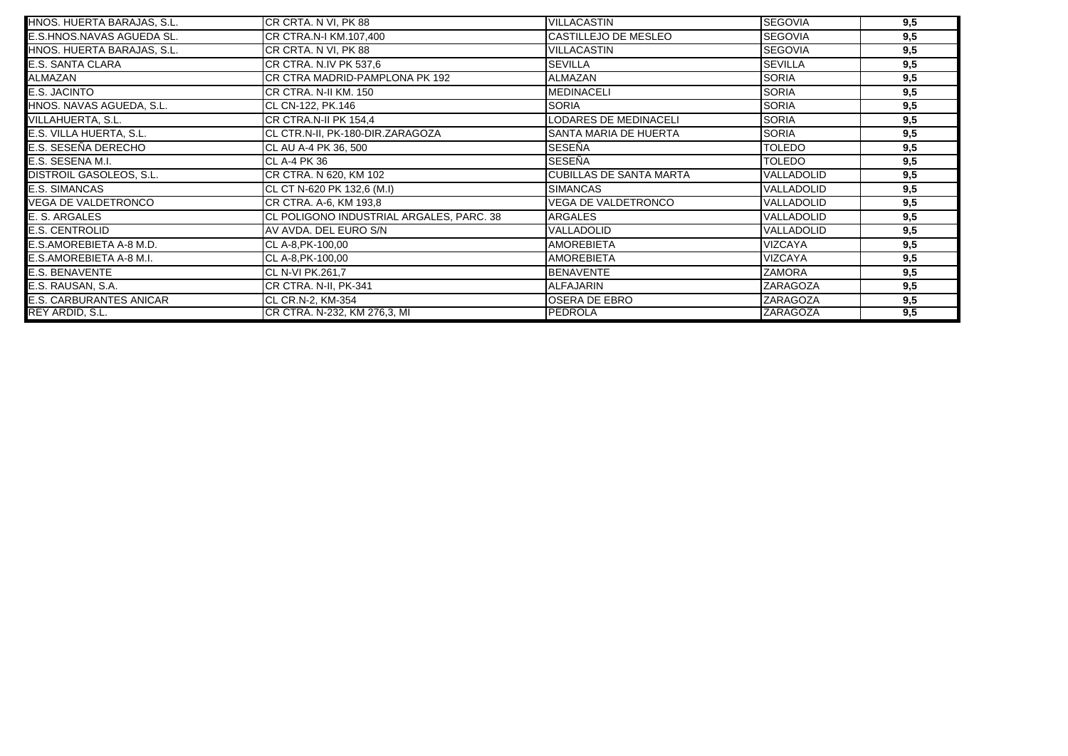| | | | | |
|---|---|---|---|---|
| HNOS. HUERTA BARAJAS, S.L. | CR CRTA. N VI, PK 88 | VILLACASTIN | SEGOVIA | 9,5 |
| E.S.HNOS.NAVAS AGUEDA SL. | CR CRTA.N-I KM.107,400 | CASTILLEJO DE MESLEO | SEGOVIA | 9,5 |
| HNOS. HUERTA BARAJAS, S.L. | CR CRTA. N VI, PK 88 | VILLACASTIN | SEGOVIA | 9,5 |
| E.S. SANTA CLARA | CR CTRA. N.IV PK 537,6 | SEVILLA | SEVILLA | 9,5 |
| ALMAZAN | CR CTRA MADRID-PAMPLONA PK 192 | ALMAZAN | SORIA | 9,5 |
| E.S. JACINTO | CR CTRA. N-II KM. 150 | MEDINACELI | SORIA | 9,5 |
| HNOS. NAVAS AGUEDA, S.L. | CL CN-122, PK.146 | SORIA | SORIA | 9,5 |
| VILLAHUERTA, S.L. | CR CTRA.N-II PK 154,4 | LODARES DE MEDINACELI | SORIA | 9,5 |
| E.S. VILLA HUERTA, S.L. | CL CTR.N-II, PK-180-DIR.ZARAGOZA | SANTA MARIA DE HUERTA | SORIA | 9,5 |
| E.S. SESEÑA DERECHO | CL AU A-4 PK 36, 500 | SESEÑA | TOLEDO | 9,5 |
| E.S. SESENA M.I. | CL A-4 PK 36 | SESEÑA | TOLEDO | 9,5 |
| DISTROIL GASOLEOS, S.L. | CR CTRA. N 620, KM 102 | CUBILLAS DE SANTA MARTA | VALLADOLID | 9,5 |
| E.S. SIMANCAS | CL CT N-620 PK 132,6 (M.I) | SIMANCAS | VALLADOLID | 9,5 |
| VEGA DE VALDETRONCO | CR CTRA. A-6, KM 193,8 | VEGA DE VALDETRONCO | VALLADOLID | 9,5 |
| E. S. ARGALES | CL POLIGONO INDUSTRIAL ARGALES, PARC. 38 | ARGALES | VALLADOLID | 9,5 |
| E.S. CENTROLID | AV AVDA. DEL EURO S/N | VALLADOLID | VALLADOLID | 9,5 |
| E.S.AMOREBIETA A-8 M.D. | CL A-8,PK-100,00 | AMOREBIETA | VIZCAYA | 9,5 |
| E.S.AMOREBIETA A-8 M.I. | CL A-8,PK-100,00 | AMOREBIETA | VIZCAYA | 9,5 |
| E.S. BENAVENTE | CL N-VI PK.261,7 | BENAVENTE | ZAMORA | 9,5 |
| E.S. RAUSAN, S.A. | CR CTRA. N-II, PK-341 | ALFAJARIN | ZARAGOZA | 9,5 |
| E.S. CARBURANTES ANICAR | CL CR.N-2, KM-354 | OSERA DE EBRO | ZARAGOZA | 9,5 |
| REY ARDID, S.L. | CR CTRA. N-232, KM 276,3, MI | PEDROLA | ZARAGOZA | 9,5 |